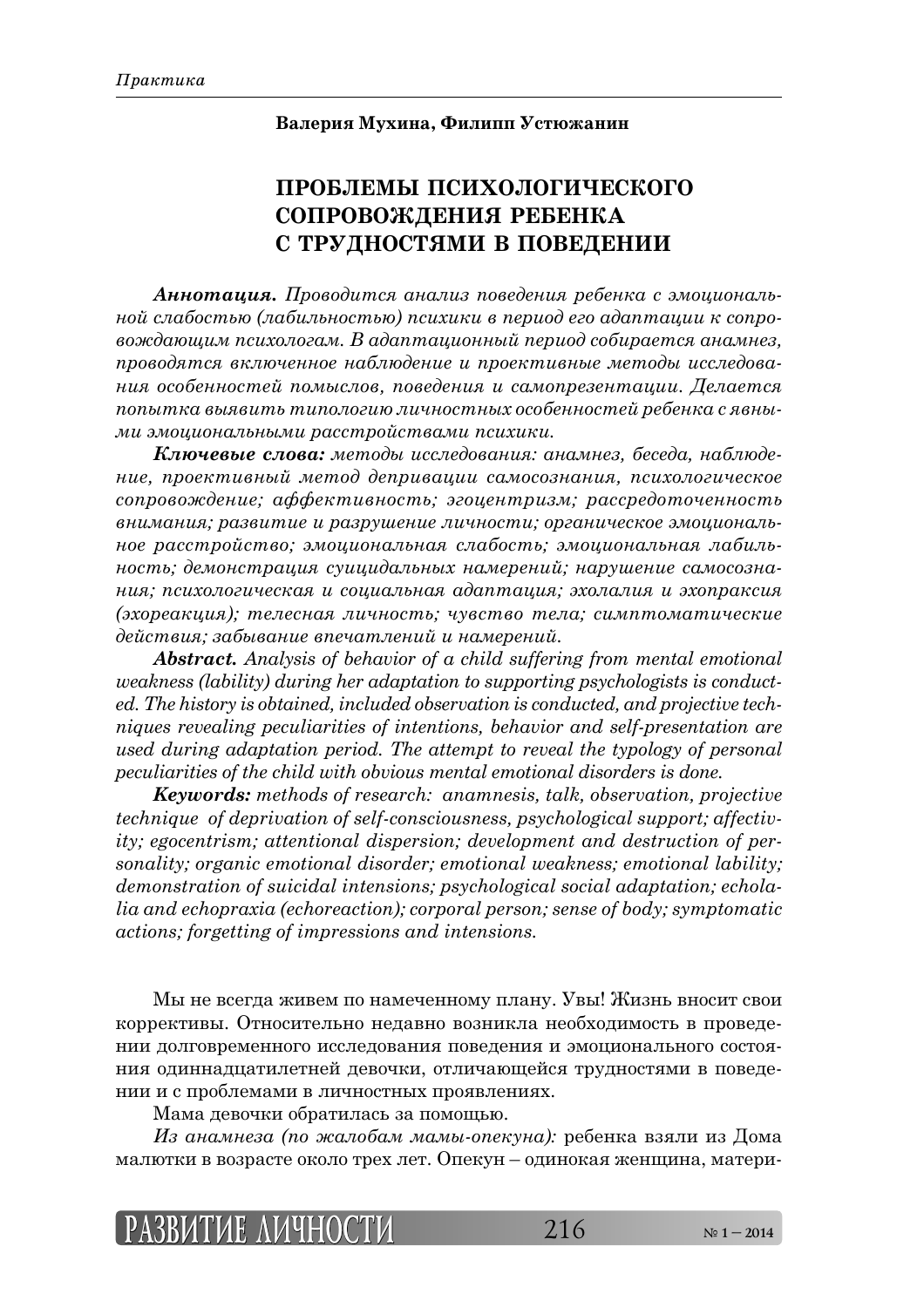**Валерия Мухина, Филипп Устюжанин**

# ПРОБЛЕМЫ ПСИХОЛОГИЧЕСКОГО СОПРОВОЖДЕНИЯ РЕБЕНКА С ТРУДНОСТЯМИ В ПОВЕДЕНИИ

***Аннотация.*** *Проводится анализ поведения ребенка с эмоциональной слабостью (лабильностью) психики в период его адаптации к сопровождающим психологам. В адаптационный период собирается анамнез, проводятся включенное наблюдение и проективные методы исследования особенностей помыслов, поведения и самопрезентации. Делается попытка выявить типологию личностных особенностей ребенка с явными эмоциональными расстройствами психики.*

***Ключевые слова:*** *методы исследования: анамнез, беседа, наблюдение, проективный метод депривации самосознания, психологическое сопровождение; аффективность; эгоцентризм; рассредоточенность внимания; развитие и разрушение личности; органическое эмоциональное расстройство; эмоциональная слабость; эмоциональная лабильность; демонстрация суицидальных намерений; нарушение самосознания; психологическая и социальная адаптация; эхолалия и эхопраксия (эхореакция); телесная личность; чувство тела; симптоматические действия; забывание впечатлений и намерений.*

***Abstract.*** *Analysis of behavior of a child suffering from mental emotional weakness (lability) during her adaptation to supporting psychologists is conducted. The history is obtained, included observation is conducted, and projective techniques revealing peculiarities of intentions, behavior and self-presentation are used during adaptation period. The attempt to reveal the typology of personal peculiarities of the child with obvious mental emotional disorders is done.*

***Keywords:*** *methods of research: anamnesis, talk, observation, projective technique of deprivation of self-consciousness, psychological support; affectivity; egocentrism; attentional dispersion; development and destruction of personality; organic emotional disorder; emotional weakness; emotional lability; demonstration of suicidal intensions; psychological social adaptation; echolalia and echopraxia (echoreaction); corporal person; sense of body; symptomatic actions; forgetting of impressions and intensions.*

Мы не всегда живем по намеченному плану. Увы! Жизнь вносит свои коррективы. Относительно недавно возникла необходимость в проведении долговременного исследования поведения и эмоционального состояния одиннадцатилетней девочки, отличающейся трудностями в поведении и с проблемами в личностных проявлениях.

Мама девочки обратилась за помощью.

*Из анамнеза (по жалобам мамы-опекуна):* ребенка взяли из Дома малютки в возрасте около трех лет. Опекун – одинокая женщина, матери-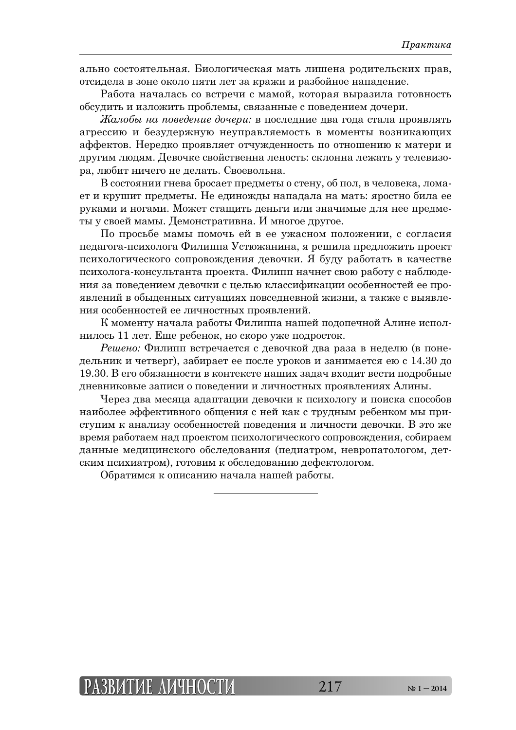ально состоятельная. Биологическая мать лишена родительских прав, отсидела в зоне около пяти лет за кражи и разбойное нападение.

Работа началась со встречи с мамой, которая выразила готовность обсудить и изложить проблемы, связанные с поведением дочери.

*Жалобы на поведение дочери:* в последние два года стала проявлять агрессию и безудержную неуправляемость в моменты возникающих аффектов. Нередко проявляет отчужденность по отношению к матери и другим людям. Девочке свойственна леность: склонна лежать у телевизора, любит ничего не делать. Своевольна.

В состоянии гнева бросает предметы о стену, об пол, в человека, ломает и крушит предметы. Не единожды нападала на мать: яростно била ее руками и ногами. Может стащить деньги или значимые для нее предметы у своей мамы. Демонстративна. И многое другое.

По просьбе мамы помочь ей в ее ужасном положении, с согласия педагога-психолога Филиппа Устюжанина, я решила предложить проект психологического сопровождения девочки. Я буду работать в качестве психолога-консультанта проекта. Филипп начнет свою работу с наблюдения за поведением девочки с целью классификации особенностей ее проявлений в обыденных ситуациях повседневной жизни, а также с выявления особенностей ее личностных проявлений.

К моменту начала работы Филиппа нашей подопечной Алине исполнилось 11 лет. Еще ребенок, но скоро уже подросток.

*Решено:* Филипп встречается с девочкой два раза в неделю (в понедельник и четверг), забирает ее после уроков и занимается ею с 14.30 до 19.30. В его обязанности в контексте наших задач входит вести подробные дневниковые записи о поведении и личностных проявлениях Алины.

Через два месяца адаптации девочки к психологу и поиска способов наиболее эффективного общения с ней как с трудным ребенком мы приступим к анализу особенностей поведения и личности девочки. В это же время работаем над проектом психологического сопровождения, собираем данные медицинского обследования (педиатром, невропатологом, детским психиатром), готовим к обследованию дефектологом.

Обратимся к описанию начала нашей работы.

---